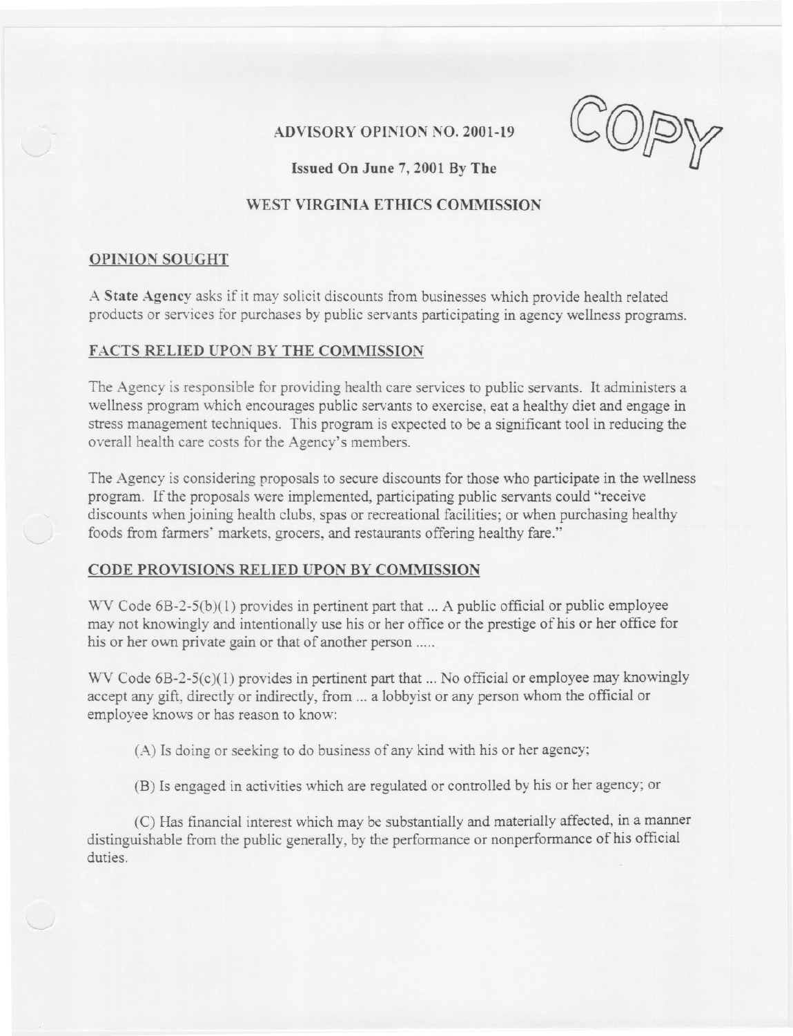# ADVISORY OPINION NO. 2001-19

**Issued On June 7, 2001 By The**

**WEST VIRGINIA ETHICS COMMISSION**

COPY

## OPINION SOUGHT

A **State Agency** asks if it may solicit discounts from businesses which provide health related products or services for purchases by public servants participating in agency wellness programs.

## FACTS RELIED UPON BY THE COMMISSION

The Agency is responsible for providing health care services to public servants. It administers a wellness program which encourages public servants to exercise, eat a healthy diet and engage in stress management techniques. This program is expected to be a significant tool in reducing the overall health care costs for the Agency's members.

The Agency is considering proposals to secure discounts for those who participate in the wellness program. If the proposals were implemented, participating public servants could "receive discounts when joining health clubs, spas or recreational facilities; or when purchasing healthy foods from farmers' markets, grocers, and restaurants offering healthy fare."

## CODE PROVISIONS RELIED UPON BY COMMISSION

WV Code 6B-2-5(b)(1) provides in pertinent part that ... A public official or public employee may not knowingly and intentionally use his or her office or the prestige of his or her office for his or her own private gain or that of another person .....

WV Code 6B-2-5(c)(1) provides in pertinent part that ... No official or employee may knowingly accept any gift, directly or indirectly, from ... a lobbyist or any person whom the official or employee knows or has reason to know:

(A) Is doing or seeking to do business of any kind with his or her agency;

(B) Is engaged in activities which are regulated or controlled by his or her agency; or

(C) Has financial interest which may be substantially and materially affected, in a manner distinguishable from the public generally, by the performance or nonperformance of his official duties.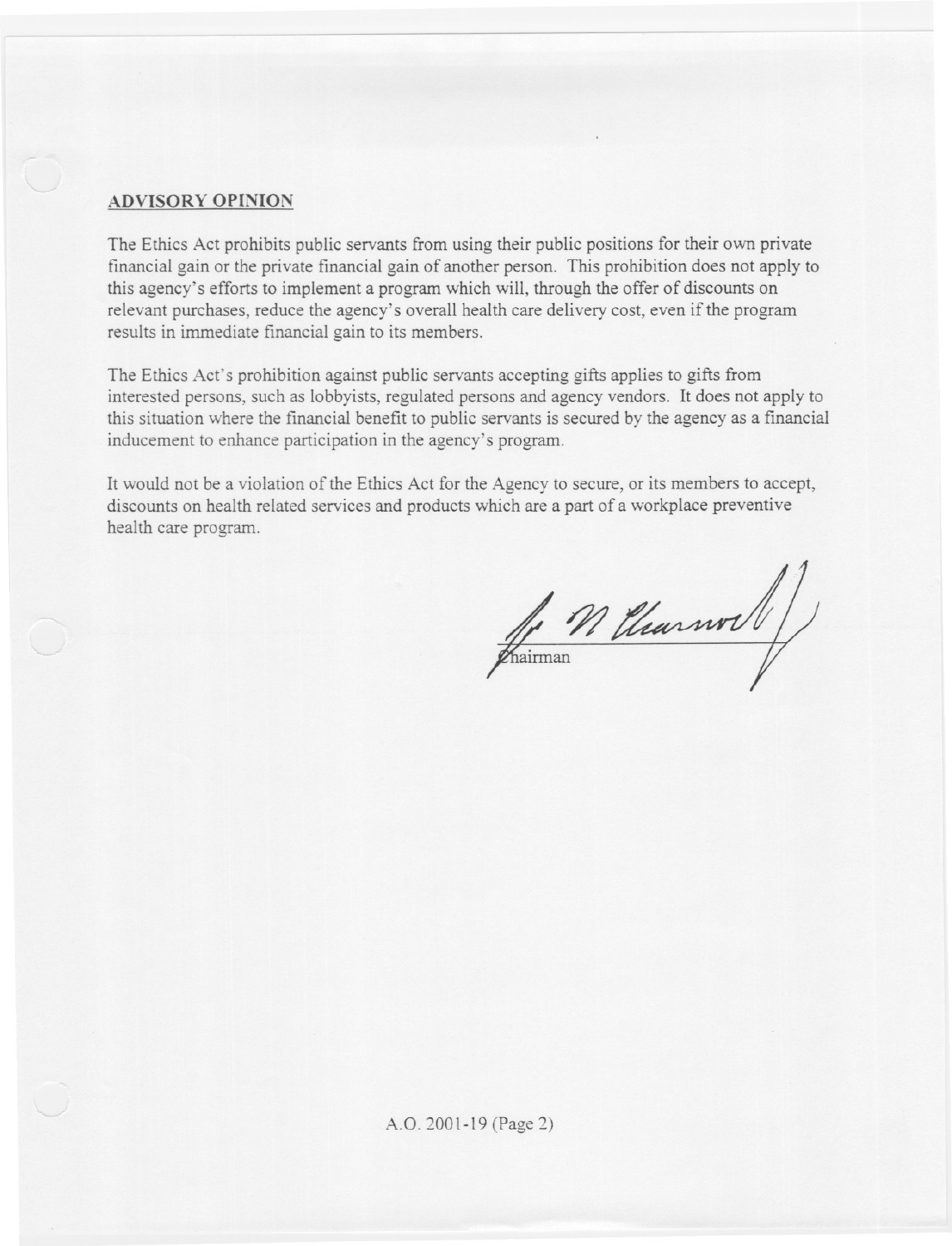## ADVISORY OPINION

The Ethics Act prohibits public servants from using their public positions for their own private financial gain or the private financial gain of another person. This prohibition does not apply to this agency's efforts to implement a program which will, through the offer of discounts on relevant purchases, reduce the agency's overall health care delivery cost, even if the program results in immediate financial gain to its members.

The Ethics Act's prohibition against public servants accepting gifts applies to gifts from interested persons, such as lobbyists, regulated persons and agency vendors. It does not apply to this situation where the financial benefit to public servants is secured by the agency as a financial inducement to enhance participation in the agency's program.

It would not be a violation of the Ethics Act for the Agency to secure, or its members to accept, discounts on health related services and products which are a part of a workplace preventive health care program.

Chairman